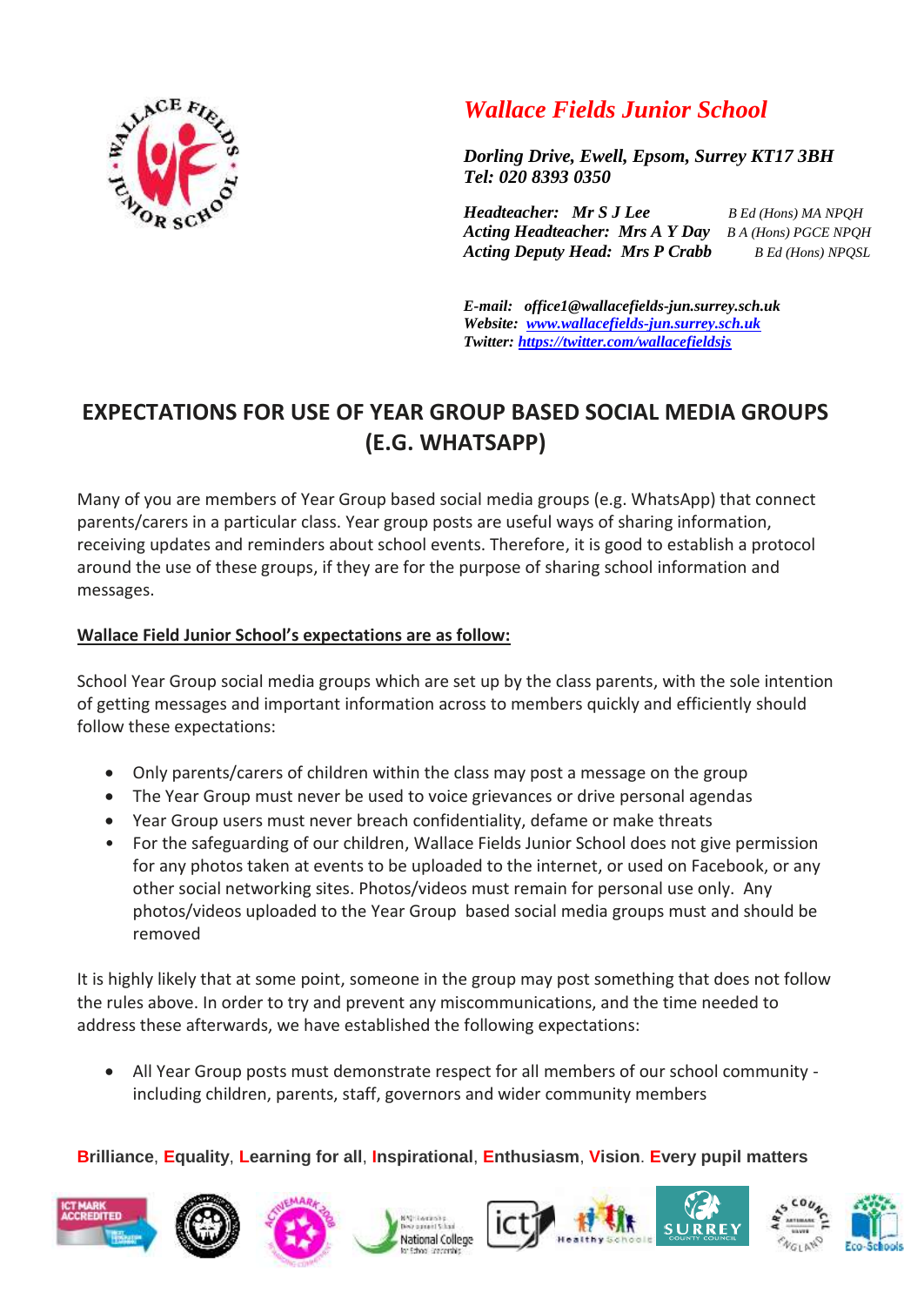# *Wallace Fields Junior School*

***Dorling Drive, Ewell, Epsom, Surrey KT17 3BH***
***Tel: 020 8393 0350***

***Headteacher: Mr S J Lee*** *B Ed (Hons) MA NPQH*
***Acting Headteacher: Mrs A Y Day*** *B A (Hons) PGCE NPQH*
***Acting Deputy Head: Mrs P Crabb*** *B Ed (Hons) NPQSL*

***E-mail: office1@wallacefields-jun.surrey.sch.uk***
***Website: [www.wallacefields-jun.surrey.sch.uk](www.wallacefields-jun.surrey.sch.uk)***
***Twitter: [https://twitter.com/wallacefieldsjs](https://twitter.com/wallacefieldsjs)***

## EXPECTATIONS FOR USE OF YEAR GROUP BASED SOCIAL MEDIA GROUPS (E.G. WHATSAPP)

Many of you are members of Year Group based social media groups (e.g. WhatsApp) that connect parents/carers in a particular class. Year group posts are useful ways of sharing information, receiving updates and reminders about school events. Therefore, it is good to establish a protocol around the use of these groups, if they are for the purpose of sharing school information and messages.

**<u>Wallace Field Junior School's expectations are as follow:</u>**

School Year Group social media groups which are set up by the class parents, with the sole intention of getting messages and important information across to members quickly and efficiently should follow these expectations:

- Only parents/carers of children within the class may post a message on the group
- The Year Group must never be used to voice grievances or drive personal agendas
- Year Group users must never breach confidentiality, defame or make threats
- For the safeguarding of our children, Wallace Fields Junior School does not give permission for any photos taken at events to be uploaded to the internet, or used on Facebook, or any other social networking sites. Photos/videos must remain for personal use only. Any photos/videos uploaded to the Year Group based social media groups must and should be removed

It is highly likely that at some point, someone in the group may post something that does not follow the rules above. In order to try and prevent any miscommunications, and the time needed to address these afterwards, we have established the following expectations:

- All Year Group posts must demonstrate respect for all members of our school community - including children, parents, staff, governors and wider community members

**Brilliance**, **Equality**, **Learning for all**, **Inspirational**, **Enthusiasm**, **Vision**. **Every pupil matters**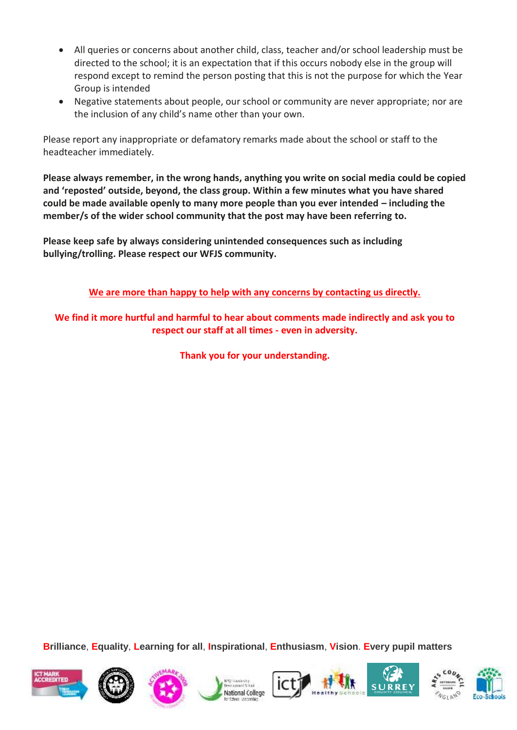- All queries or concerns about another child, class, teacher and/or school leadership must be directed to the school; it is an expectation that if this occurs nobody else in the group will respond except to remind the person posting that this is not the purpose for which the Year Group is intended
- Negative statements about people, our school or community are never appropriate; nor are the inclusion of any child's name other than your own.

Please report any inappropriate or defamatory remarks made about the school or staff to the headteacher immediately.

**Please always remember, in the wrong hands, anything you write on social media could be copied and 'reposted' outside, beyond, the class group. Within a few minutes what you have shared could be made available openly to many more people than you ever intended – including the member/s of the wider school community that the post may have been referring to.**

**Please keep safe by always considering unintended consequences such as including bullying/trolling. Please respect our WFJS community.**

**We are more than happy to help with any concerns by contacting us directly.**

**We find it more hurtful and harmful to hear about comments made indirectly and ask you to respect our staff at all times - even in adversity.**

**Thank you for your understanding.**

**B**rilliance, **E**quality, **L**earning for all, **I**nspirational, **E**nthusiasm, **V**ision. **E**very pupil matters